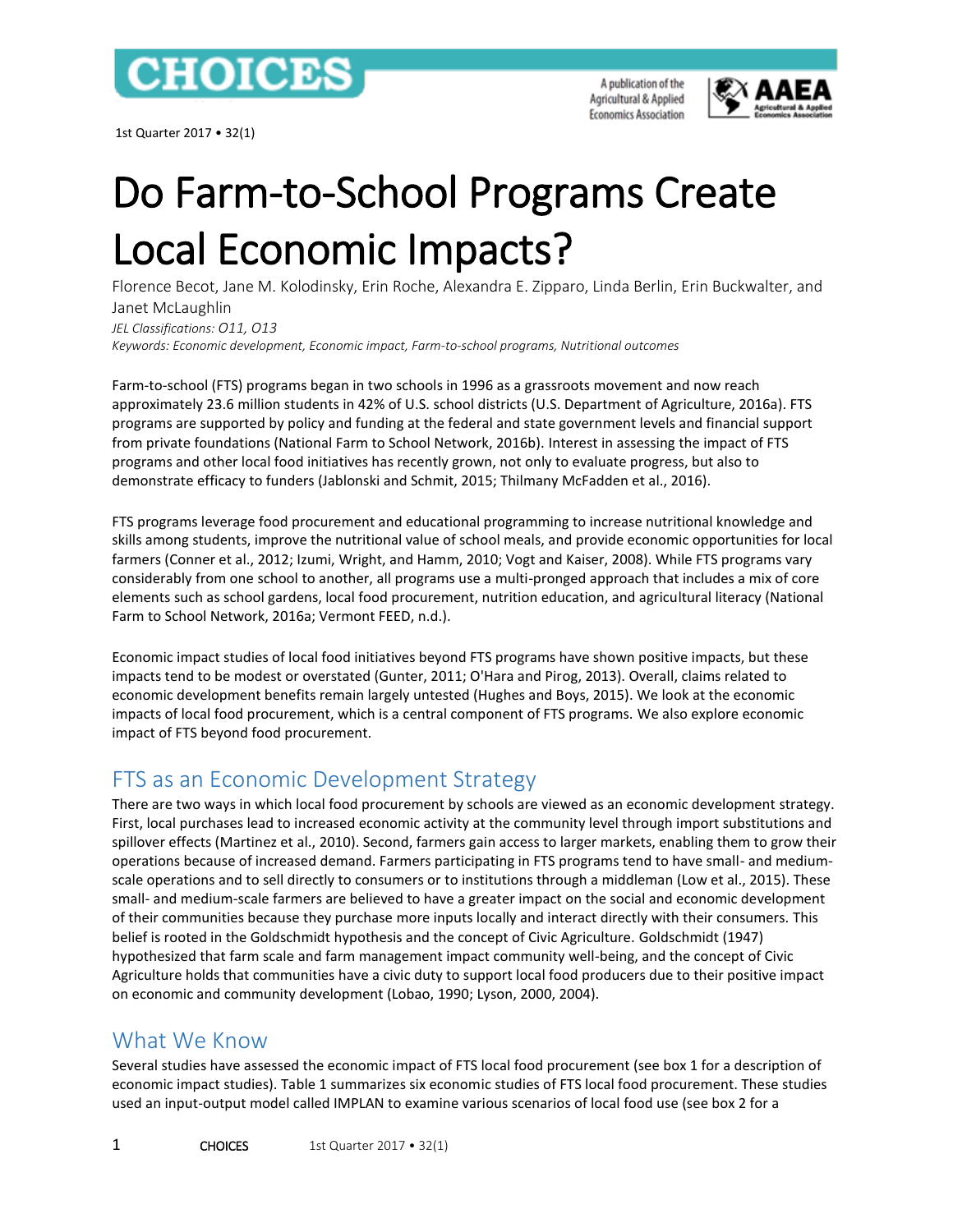# Do Farm-to-School Programs Create Local Economic Impacts?

Florence Becot, Jane M. Kolodinsky, Erin Roche, Alexandra E. Zipparo, Linda Berlin, Erin Buckwalter, and Janet McLaughlin

*JEL Classifications: O11, O13*

*Keywords: Economic development, Economic impact, Farm-to-school programs, Nutritional outcomes*

Farm-to-school (FTS) programs began in two schools in 1996 as a grassroots movement and now reach approximately 23.6 million students in 42% of U.S. school districts (U.S. Department of Agriculture, 2016a). FTS programs are supported by policy and funding at the federal and state government levels and financial support from private foundations (National Farm to School Network, 2016b). Interest in assessing the impact of FTS programs and other local food initiatives has recently grown, not only to evaluate progress, but also to demonstrate efficacy to funders (Jablonski and Schmit, 2015; Thilmany McFadden et al., 2016).

FTS programs leverage food procurement and educational programming to increase nutritional knowledge and skills among students, improve the nutritional value of school meals, and provide economic opportunities for local farmers (Conner et al., 2012; Izumi, Wright, and Hamm, 2010; Vogt and Kaiser, 2008). While FTS programs vary considerably from one school to another, all programs use a multi-pronged approach that includes a mix of core elements such as school gardens, local food procurement, nutrition education, and agricultural literacy (National Farm to School Network, 2016a; Vermont FEED, n.d.).

Economic impact studies of local food initiatives beyond FTS programs have shown positive impacts, but these impacts tend to be modest or overstated (Gunter, 2011; O'Hara and Pirog, 2013). Overall, claims related to economic development benefits remain largely untested (Hughes and Boys, 2015). We look at the economic impacts of local food procurement, which is a central component of FTS programs. We also explore economic impact of FTS beyond food procurement.

## FTS as an Economic Development Strategy

There are two ways in which local food procurement by schools are viewed as an economic development strategy. First, local purchases lead to increased economic activity at the community level through import substitutions and spillover effects (Martinez et al., 2010). Second, farmers gain access to larger markets, enabling them to grow their operations because of increased demand. Farmers participating in FTS programs tend to have small- and medium-scale operations and to sell directly to consumers or to institutions through a middleman (Low et al., 2015). These small- and medium-scale farmers are believed to have a greater impact on the social and economic development of their communities because they purchase more inputs locally and interact directly with their consumers. This belief is rooted in the Goldschmidt hypothesis and the concept of Civic Agriculture. Goldschmidt (1947) hypothesized that farm scale and farm management impact community well-being, and the concept of Civic Agriculture holds that communities have a civic duty to support local food producers due to their positive impact on economic and community development (Lobao, 1990; Lyson, 2000, 2004).

## What We Know

Several studies have assessed the economic impact of FTS local food procurement (see box 1 for a description of economic impact studies). Table 1 summarizes six economic studies of FTS local food procurement. These studies used an input-output model called IMPLAN to examine various scenarios of local food use (see box 2 for a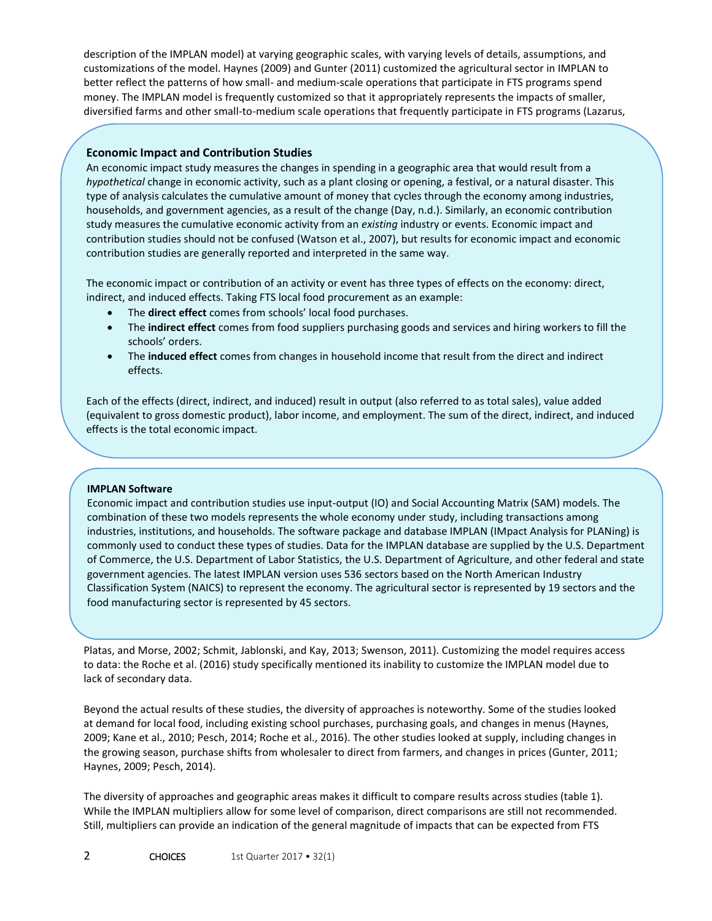description of the IMPLAN model) at varying geographic scales, with varying levels of details, assumptions, and customizations of the model. Haynes (2009) and Gunter (2011) customized the agricultural sector in IMPLAN to better reflect the patterns of how small- and medium-scale operations that participate in FTS programs spend money. The IMPLAN model is frequently customized so that it appropriately represents the impacts of smaller, diversified farms and other small-to-medium scale operations that frequently participate in FTS programs (Lazarus, Platas, and Morse, 2002; Schmit, Jablonski, and Kay, 2013; Swenson, 2011). Customizing the model requires access to data: the Roche et al. (2016) study specifically mentioned its inability to customize the IMPLAN model due to lack of secondary data.

### Economic Impact and Contribution Studies

An economic impact study measures the changes in spending in a geographic area that would result from a *hypothetical* change in economic activity, such as a plant closing or opening, a festival, or a natural disaster. This type of analysis calculates the cumulative amount of money that cycles through the economy among industries, households, and government agencies, as a result of the change (Day, n.d.). Similarly, an economic contribution study measures the cumulative economic activity from an *existing* industry or events. Economic impact and contribution studies should not be confused (Watson et al., 2007), but results for economic impact and economic contribution studies are generally reported and interpreted in the same way.

The economic impact or contribution of an activity or event has three types of effects on the economy: direct, indirect, and induced effects. Taking FTS local food procurement as an example:

- The **direct effect** comes from schools' local food purchases.
- The **indirect effect** comes from food suppliers purchasing goods and services and hiring workers to fill the schools' orders.
- The **induced effect** comes from changes in household income that result from the direct and indirect effects.

Each of the effects (direct, indirect, and induced) result in output (also referred to as total sales), value added (equivalent to gross domestic product), labor income, and employment. The sum of the direct, indirect, and induced effects is the total economic impact.

### IMPLAN Software

Economic impact and contribution studies use input-output (IO) and Social Accounting Matrix (SAM) models. The combination of these two models represents the whole economy under study, including transactions among industries, institutions, and households. The software package and database IMPLAN (IMpact Analysis for PLANing) is commonly used to conduct these types of studies. Data for the IMPLAN database are supplied by the U.S. Department of Commerce, the U.S. Department of Labor Statistics, the U.S. Department of Agriculture, and other federal and state government agencies. The latest IMPLAN version uses 536 sectors based on the North American Industry Classification System (NAICS) to represent the economy. The agricultural sector is represented by 19 sectors and the food manufacturing sector is represented by 45 sectors.

Beyond the actual results of these studies, the diversity of approaches is noteworthy. Some of the studies looked at demand for local food, including existing school purchases, purchasing goals, and changes in menus (Haynes, 2009; Kane et al., 2010; Pesch, 2014; Roche et al., 2016). The other studies looked at supply, including changes in the growing season, purchase shifts from wholesaler to direct from farmers, and changes in prices (Gunter, 2011; Haynes, 2009; Pesch, 2014).

The diversity of approaches and geographic areas makes it difficult to compare results across studies (table 1). While the IMPLAN multipliers allow for some level of comparison, direct comparisons are still not recommended. Still, multipliers can provide an indication of the general magnitude of impacts that can be expected from FTS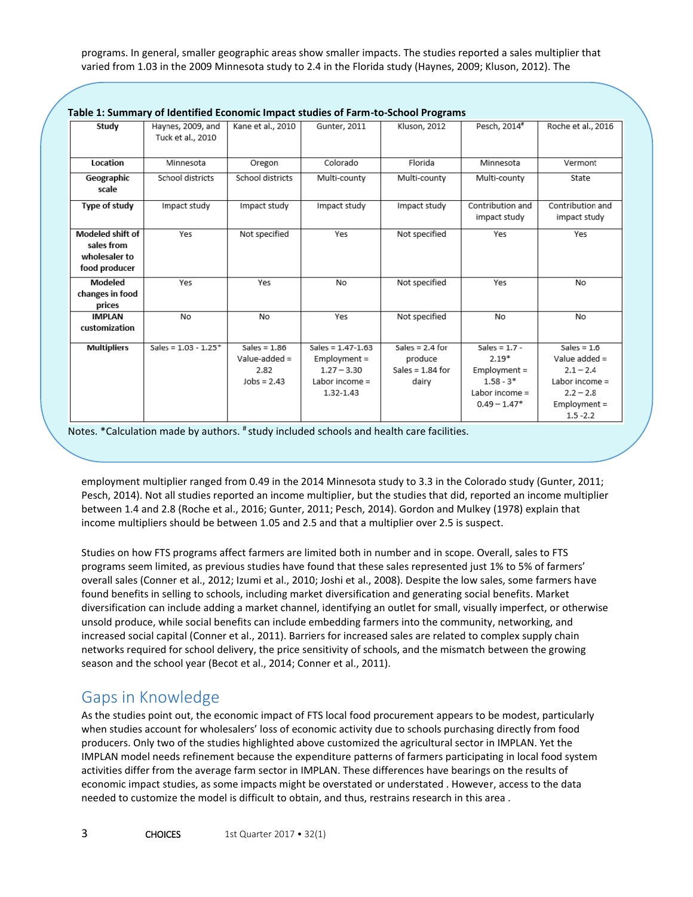programs. In general, smaller geographic areas show smaller impacts. The studies reported a sales multiplier that varied from 1.03 in the 2009 Minnesota study to 2.4 in the Florida study (Haynes, 2009; Kluson, 2012). The

**Table 1: Summary of Identified Economic Impact studies of Farm-to-School Programs**

| Study | Haynes, 2009, and Tuck et al., 2010 | Kane et al., 2010 | Gunter, 2011 | Kluson, 2012 | Pesch, 2014[#] | Roche et al., 2016 |
|---|---|---|---|---|---|---|
| **Location** | Minnesota | Oregon | Colorado | Florida | Minnesota | Vermont |
| **Geographic scale** | School districts | School districts | Multi-county | Multi-county | Multi-county | State |
| **Type of study** | Impact study | Impact study | Impact study | Impact study | Contribution and impact study | Contribution and impact study |
| **Modeled shift of sales from wholesaler to food producer** | Yes | Not specified | Yes | Not specified | Yes | Yes |
| **Modeled changes in food prices** | Yes | Yes | No | Not specified | Yes | No |
| **IMPLAN customization** | No | No | Yes | Not specified | No | No |
| **Multipliers** | Sales = 1.03 - 1.25* | Sales = 1.86 Value-added = 2.82 Jobs = 2.43 | Sales = 1.47-1.63 Employment = 1.27 – 3.30 Labor income = 1.32-1.43 | Sales = 2.4 for produce Sales = 1.84 for dairy | Sales = 1.7 - 2.19* Employment = 1.58 - 3* Labor income = 0.49 – 1.47* | Sales = 1.6 Value added = 2.1 – 2.4 Labor income = 2.2 – 2.8 Employment = 1.5 -2.2 |

Notes. *Calculation made by authors. [#] study included schools and health care facilities.

employment multiplier ranged from 0.49 in the 2014 Minnesota study to 3.3 in the Colorado study (Gunter, 2011; Pesch, 2014). Not all studies reported an income multiplier, but the studies that did, reported an income multiplier between 1.4 and 2.8 (Roche et al., 2016; Gunter, 2011; Pesch, 2014). Gordon and Mulkey (1978) explain that income multipliers should be between 1.05 and 2.5 and that a multiplier over 2.5 is suspect.

Studies on how FTS programs affect farmers are limited both in number and in scope. Overall, sales to FTS programs seem limited, as previous studies have found that these sales represented just 1% to 5% of farmers' overall sales (Conner et al., 2012; Izumi et al., 2010; Joshi et al., 2008). Despite the low sales, some farmers have found benefits in selling to schools, including market diversification and generating social benefits. Market diversification can include adding a market channel, identifying an outlet for small, visually imperfect, or otherwise unsold produce, while social benefits can include embedding farmers into the community, networking, and increased social capital (Conner et al., 2011). Barriers for increased sales are related to complex supply chain networks required for school delivery, the price sensitivity of schools, and the mismatch between the growing season and the school year (Becot et al., 2014; Conner et al., 2011).

## Gaps in Knowledge

As the studies point out, the economic impact of FTS local food procurement appears to be modest, particularly when studies account for wholesalers' loss of economic activity due to schools purchasing directly from food producers. Only two of the studies highlighted above customized the agricultural sector in IMPLAN. Yet the IMPLAN model needs refinement because the expenditure patterns of farmers participating in local food system activities differ from the average farm sector in IMPLAN. These differences have bearings on the results of economic impact studies, as some impacts might be overstated or understated . However, access to the data needed to customize the model is difficult to obtain, and thus, restrains research in this area .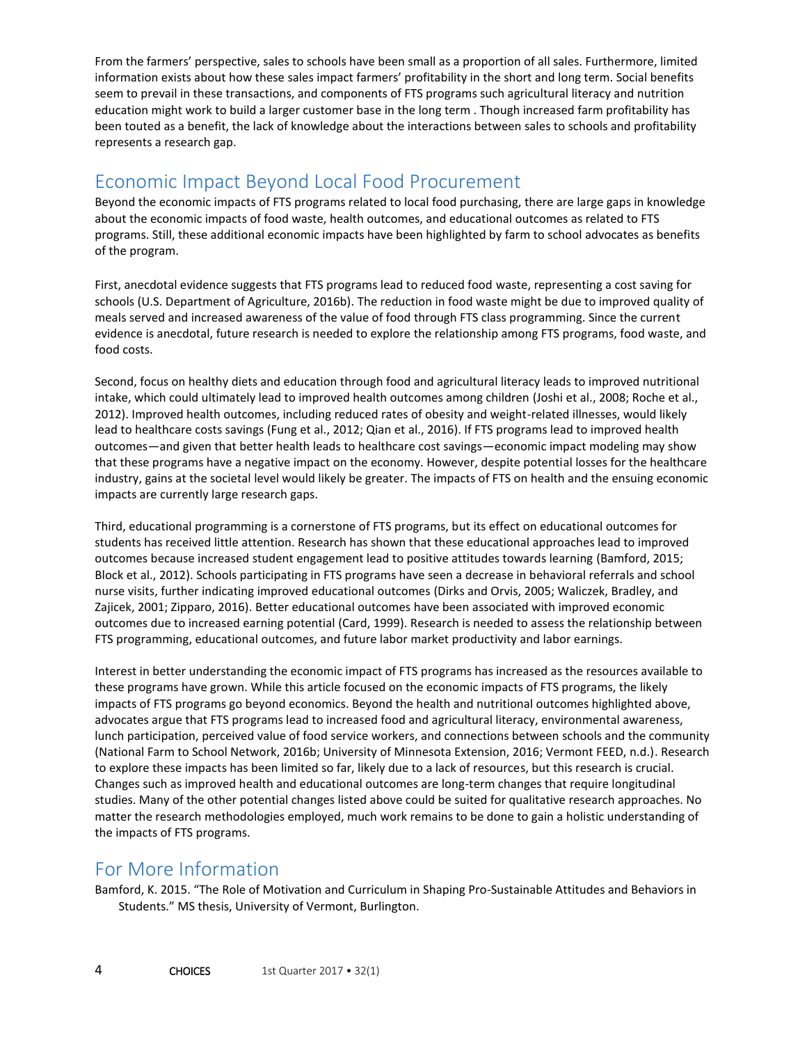From the farmers' perspective, sales to schools have been small as a proportion of all sales. Furthermore, limited information exists about how these sales impact farmers' profitability in the short and long term. Social benefits seem to prevail in these transactions, and components of FTS programs such agricultural literacy and nutrition education might work to build a larger customer base in the long term . Though increased farm profitability has been touted as a benefit, the lack of knowledge about the interactions between sales to schools and profitability represents a research gap.

## Economic Impact Beyond Local Food Procurement

Beyond the economic impacts of FTS programs related to local food purchasing, there are large gaps in knowledge about the economic impacts of food waste, health outcomes, and educational outcomes as related to FTS programs. Still, these additional economic impacts have been highlighted by farm to school advocates as benefits of the program.

First, anecdotal evidence suggests that FTS programs lead to reduced food waste, representing a cost saving for schools (U.S. Department of Agriculture, 2016b). The reduction in food waste might be due to improved quality of meals served and increased awareness of the value of food through FTS class programming. Since the current evidence is anecdotal, future research is needed to explore the relationship among FTS programs, food waste, and food costs.

Second, focus on healthy diets and education through food and agricultural literacy leads to improved nutritional intake, which could ultimately lead to improved health outcomes among children (Joshi et al., 2008; Roche et al., 2012). Improved health outcomes, including reduced rates of obesity and weight-related illnesses, would likely lead to healthcare costs savings (Fung et al., 2012; Qian et al., 2016). If FTS programs lead to improved health outcomes—and given that better health leads to healthcare cost savings—economic impact modeling may show that these programs have a negative impact on the economy. However, despite potential losses for the healthcare industry, gains at the societal level would likely be greater. The impacts of FTS on health and the ensuing economic impacts are currently large research gaps.

Third, educational programming is a cornerstone of FTS programs, but its effect on educational outcomes for students has received little attention. Research has shown that these educational approaches lead to improved outcomes because increased student engagement lead to positive attitudes towards learning (Bamford, 2015; Block et al., 2012). Schools participating in FTS programs have seen a decrease in behavioral referrals and school nurse visits, further indicating improved educational outcomes (Dirks and Orvis, 2005; Waliczek, Bradley, and Zajicek, 2001; Zipparo, 2016). Better educational outcomes have been associated with improved economic outcomes due to increased earning potential (Card, 1999). Research is needed to assess the relationship between FTS programming, educational outcomes, and future labor market productivity and labor earnings.

Interest in better understanding the economic impact of FTS programs has increased as the resources available to these programs have grown. While this article focused on the economic impacts of FTS programs, the likely impacts of FTS programs go beyond economics. Beyond the health and nutritional outcomes highlighted above, advocates argue that FTS programs lead to increased food and agricultural literacy, environmental awareness, lunch participation, perceived value of food service workers, and connections between schools and the community (National Farm to School Network, 2016b; University of Minnesota Extension, 2016; Vermont FEED, n.d.). Research to explore these impacts has been limited so far, likely due to a lack of resources, but this research is crucial. Changes such as improved health and educational outcomes are long-term changes that require longitudinal studies. Many of the other potential changes listed above could be suited for qualitative research approaches. No matter the research methodologies employed, much work remains to be done to gain a holistic understanding of the impacts of FTS programs.

## For More Information

Bamford, K. 2015. "The Role of Motivation and Curriculum in Shaping Pro-Sustainable Attitudes and Behaviors in Students." MS thesis, University of Vermont, Burlington.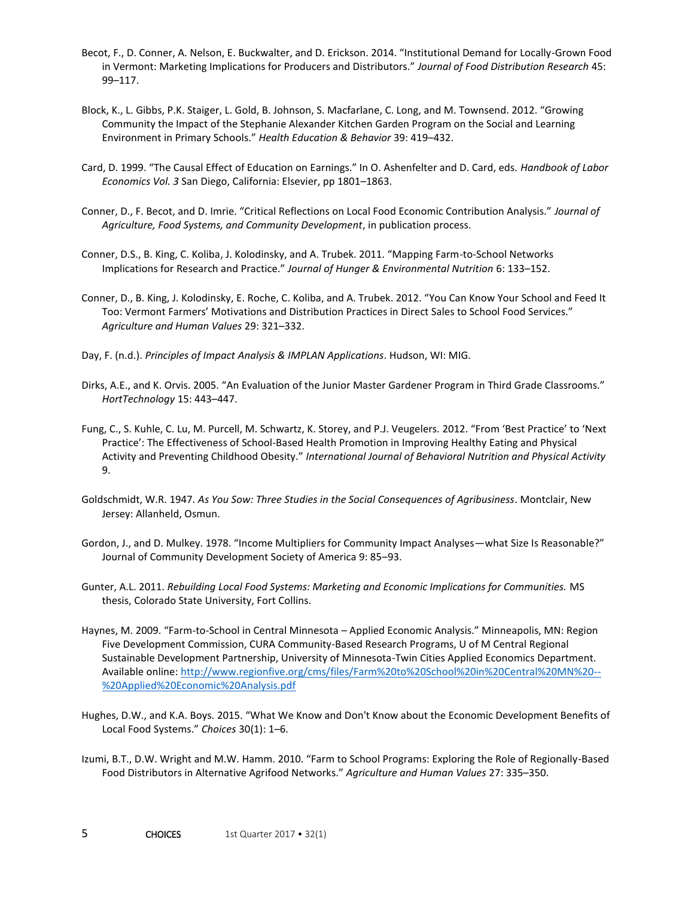Becot, F., D. Conner, A. Nelson, E. Buckwalter, and D. Erickson. 2014. “Institutional Demand for Locally-Grown Food in Vermont: Marketing Implications for Producers and Distributors.” *Journal of Food Distribution Research* 45: 99–117.

Block, K., L. Gibbs, P.K. Staiger, L. Gold, B. Johnson, S. Macfarlane, C. Long, and M. Townsend. 2012. “Growing Community the Impact of the Stephanie Alexander Kitchen Garden Program on the Social and Learning Environment in Primary Schools.” *Health Education & Behavior* 39: 419–432.

Card, D. 1999. “The Causal Effect of Education on Earnings.” In O. Ashenfelter and D. Card, eds. *Handbook of Labor Economics Vol. 3* San Diego, California: Elsevier, pp 1801–1863.

Conner, D., F. Becot, and D. Imrie. “Critical Reflections on Local Food Economic Contribution Analysis.” *Journal of Agriculture, Food Systems, and Community Development*, in publication process.

Conner, D.S., B. King, C. Koliba, J. Kolodinsky, and A. Trubek. 2011. “Mapping Farm-to-School Networks Implications for Research and Practice.” *Journal of Hunger & Environmental Nutrition* 6: 133–152.

Conner, D., B. King, J. Kolodinsky, E. Roche, C. Koliba, and A. Trubek. 2012. “You Can Know Your School and Feed It Too: Vermont Farmers’ Motivations and Distribution Practices in Direct Sales to School Food Services.” *Agriculture and Human Values* 29: 321–332.

Day, F. (n.d.). *Principles of Impact Analysis & IMPLAN Applications*. Hudson, WI: MIG.

Dirks, A.E., and K. Orvis. 2005. “An Evaluation of the Junior Master Gardener Program in Third Grade Classrooms.” *HortTechnology* 15: 443–447.

Fung, C., S. Kuhle, C. Lu, M. Purcell, M. Schwartz, K. Storey, and P.J. Veugelers. 2012. “From ‘Best Practice’ to ‘Next Practice’: The Effectiveness of School-Based Health Promotion in Improving Healthy Eating and Physical Activity and Preventing Childhood Obesity.” *International Journal of Behavioral Nutrition and Physical Activity* 9.

Goldschmidt, W.R. 1947. *As You Sow: Three Studies in the Social Consequences of Agribusiness*. Montclair, New Jersey: Allanheld, Osmun.

Gordon, J., and D. Mulkey. 1978. “Income Multipliers for Community Impact Analyses—what Size Is Reasonable?” Journal of Community Development Society of America 9: 85–93.

Gunter, A.L. 2011. *Rebuilding Local Food Systems: Marketing and Economic Implications for Communities.* MS thesis, Colorado State University, Fort Collins.

Haynes, M. 2009. “Farm-to-School in Central Minnesota – Applied Economic Analysis.” Minneapolis, MN: Region Five Development Commission, CURA Community-Based Research Programs, U of M Central Regional Sustainable Development Partnership, University of Minnesota-Twin Cities Applied Economics Department. Available online: http://www.regionfive.org/cms/files/Farm%20to%20School%20in%20Central%20MN%20--%20Applied%20Economic%20Analysis.pdf

Hughes, D.W., and K.A. Boys. 2015. “What We Know and Don't Know about the Economic Development Benefits of Local Food Systems.” *Choices* 30(1): 1–6.

Izumi, B.T., D.W. Wright and M.W. Hamm. 2010. “Farm to School Programs: Exploring the Role of Regionally-Based Food Distributors in Alternative Agrifood Networks.” *Agriculture and Human Values* 27: 335–350.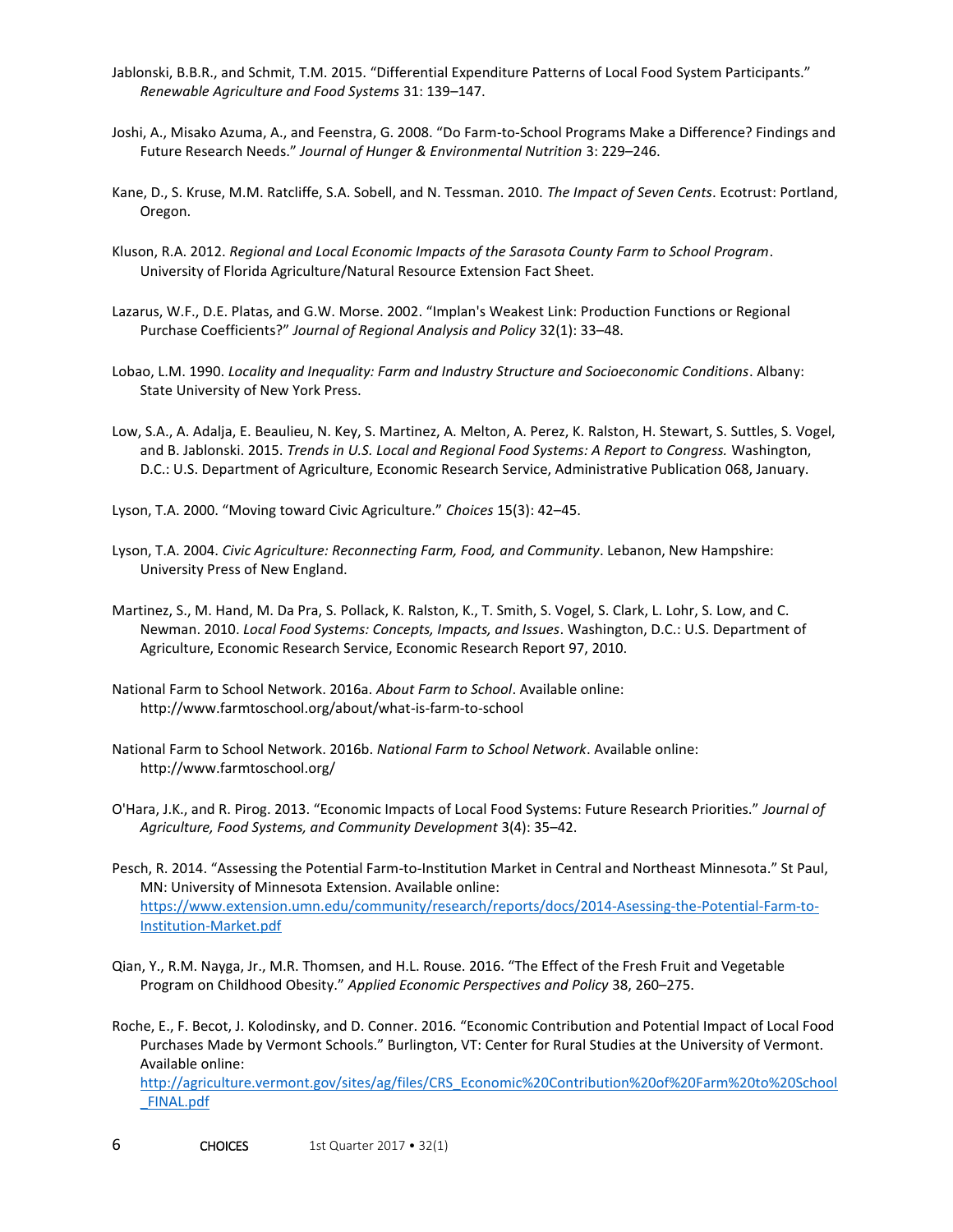Jablonski, B.B.R., and Schmit, T.M. 2015. "Differential Expenditure Patterns of Local Food System Participants." *Renewable Agriculture and Food Systems* 31: 139–147.

Joshi, A., Misako Azuma, A., and Feenstra, G. 2008. "Do Farm-to-School Programs Make a Difference? Findings and Future Research Needs." *Journal of Hunger & Environmental Nutrition* 3: 229–246.

Kane, D., S. Kruse, M.M. Ratcliffe, S.A. Sobell, and N. Tessman. 2010. *The Impact of Seven Cents*. Ecotrust: Portland, Oregon.

Kluson, R.A. 2012. *Regional and Local Economic Impacts of the Sarasota County Farm to School Program*. University of Florida Agriculture/Natural Resource Extension Fact Sheet.

Lazarus, W.F., D.E. Platas, and G.W. Morse. 2002. "Implan's Weakest Link: Production Functions or Regional Purchase Coefficients?" *Journal of Regional Analysis and Policy* 32(1): 33–48.

Lobao, L.M. 1990. *Locality and Inequality: Farm and Industry Structure and Socioeconomic Conditions*. Albany: State University of New York Press.

Low, S.A., A. Adalja, E. Beaulieu, N. Key, S. Martinez, A. Melton, A. Perez, K. Ralston, H. Stewart, S. Suttles, S. Vogel, and B. Jablonski. 2015. *Trends in U.S. Local and Regional Food Systems: A Report to Congress.* Washington, D.C.: U.S. Department of Agriculture, Economic Research Service, Administrative Publication 068, January.

Lyson, T.A. 2000. "Moving toward Civic Agriculture." *Choices* 15(3): 42–45.

Lyson, T.A. 2004. *Civic Agriculture: Reconnecting Farm, Food, and Community*. Lebanon, New Hampshire: University Press of New England.

Martinez, S., M. Hand, M. Da Pra, S. Pollack, K. Ralston, K., T. Smith, S. Vogel, S. Clark, L. Lohr, S. Low, and C. Newman. 2010. *Local Food Systems: Concepts, Impacts, and Issues*. Washington, D.C.: U.S. Department of Agriculture, Economic Research Service, Economic Research Report 97, 2010.

National Farm to School Network. 2016a. *About Farm to School*. Available online: http://www.farmtoschool.org/about/what-is-farm-to-school

National Farm to School Network. 2016b. *National Farm to School Network*. Available online: http://www.farmtoschool.org/

O'Hara, J.K., and R. Pirog. 2013. "Economic Impacts of Local Food Systems: Future Research Priorities." *Journal of Agriculture, Food Systems, and Community Development* 3(4): 35–42.

Pesch, R. 2014. "Assessing the Potential Farm-to-Institution Market in Central and Northeast Minnesota." St Paul, MN: University of Minnesota Extension. Available online: https://www.extension.umn.edu/community/research/reports/docs/2014-Asessing-the-Potential-Farm-to-Institution-Market.pdf

Qian, Y., R.M. Nayga, Jr., M.R. Thomsen, and H.L. Rouse. 2016. "The Effect of the Fresh Fruit and Vegetable Program on Childhood Obesity." *Applied Economic Perspectives and Policy* 38, 260–275.

Roche, E., F. Becot, J. Kolodinsky, and D. Conner. 2016. "Economic Contribution and Potential Impact of Local Food Purchases Made by Vermont Schools." Burlington, VT: Center for Rural Studies at the University of Vermont. Available online: http://agriculture.vermont.gov/sites/ag/files/CRS_Economic%20Contribution%20of%20Farm%20to%20School_FINAL.pdf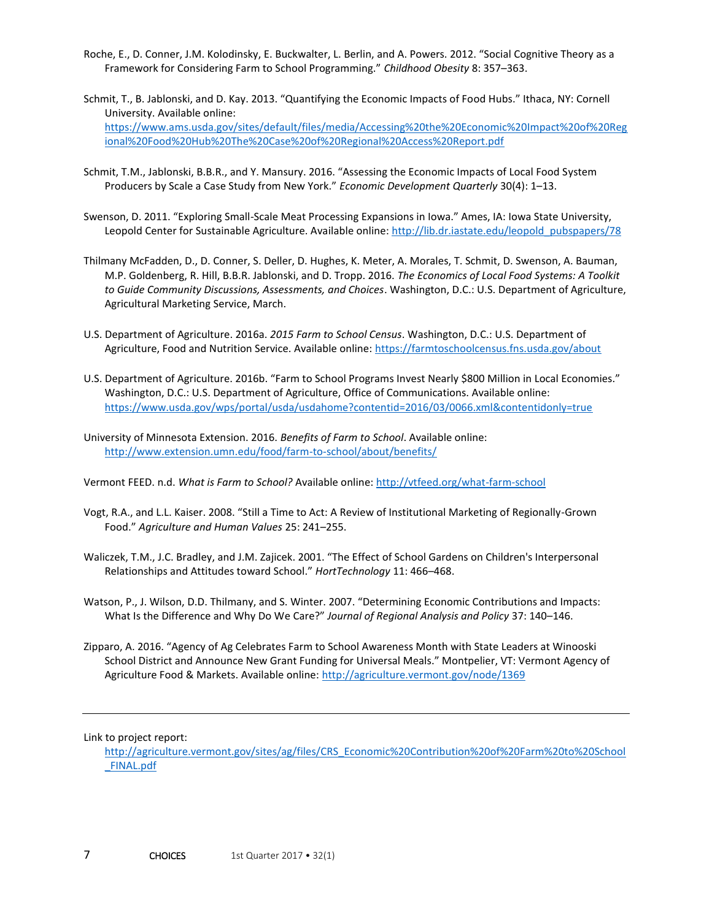Roche, E., D. Conner, J.M. Kolodinsky, E. Buckwalter, L. Berlin, and A. Powers. 2012. “Social Cognitive Theory as a Framework for Considering Farm to School Programming.” *Childhood Obesity* 8: 357–363.

Schmit, T., B. Jablonski, and D. Kay. 2013. “Quantifying the Economic Impacts of Food Hubs.” Ithaca, NY: Cornell University. Available online: https://www.ams.usda.gov/sites/default/files/media/Accessing%20the%20Economic%20Impact%20of%20Regional%20Food%20Hub%20The%20Case%20of%20Regional%20Access%20Report.pdf

Schmit, T.M., Jablonski, B.B.R., and Y. Mansury. 2016. “Assessing the Economic Impacts of Local Food System Producers by Scale a Case Study from New York.” *Economic Development Quarterly* 30(4): 1–13.

Swenson, D. 2011. “Exploring Small-Scale Meat Processing Expansions in Iowa.” Ames, IA: Iowa State University, Leopold Center for Sustainable Agriculture. Available online: http://lib.dr.iastate.edu/leopold_pubspapers/78

Thilmany McFadden, D., D. Conner, S. Deller, D. Hughes, K. Meter, A. Morales, T. Schmit, D. Swenson, A. Bauman, M.P. Goldenberg, R. Hill, B.B.R. Jablonski, and D. Tropp. 2016. *The Economics of Local Food Systems: A Toolkit to Guide Community Discussions, Assessments, and Choices*. Washington, D.C.: U.S. Department of Agriculture, Agricultural Marketing Service, March.

U.S. Department of Agriculture. 2016a. *2015 Farm to School Census*. Washington, D.C.: U.S. Department of Agriculture, Food and Nutrition Service. Available online: https://farmtoschoolcensus.fns.usda.gov/about

U.S. Department of Agriculture. 2016b. “Farm to School Programs Invest Nearly $800 Million in Local Economies.” Washington, D.C.: U.S. Department of Agriculture, Office of Communications. Available online: https://www.usda.gov/wps/portal/usda/usdahome?contentid=2016/03/0066.xml&contentidonly=true

University of Minnesota Extension. 2016. *Benefits of Farm to School*. Available online: http://www.extension.umn.edu/food/farm-to-school/about/benefits/

Vermont FEED. n.d. *What is Farm to School?* Available online: http://vtfeed.org/what-farm-school

Vogt, R.A., and L.L. Kaiser. 2008. “Still a Time to Act: A Review of Institutional Marketing of Regionally-Grown Food.” *Agriculture and Human Values* 25: 241–255.

Waliczek, T.M., J.C. Bradley, and J.M. Zajicek. 2001. “The Effect of School Gardens on Children's Interpersonal Relationships and Attitudes toward School.” *HortTechnology* 11: 466–468.

Watson, P., J. Wilson, D.D. Thilmany, and S. Winter. 2007. “Determining Economic Contributions and Impacts: What Is the Difference and Why Do We Care?” *Journal of Regional Analysis and Policy* 37: 140–146.

Zipparo, A. 2016. “Agency of Ag Celebrates Farm to School Awareness Month with State Leaders at Winooski School District and Announce New Grant Funding for Universal Meals.” Montpelier, VT: Vermont Agency of Agriculture Food & Markets. Available online: http://agriculture.vermont.gov/node/1369

---

Link to project report:
http://agriculture.vermont.gov/sites/ag/files/CRS_Economic%20Contribution%20of%20Farm%20to%20School_FINAL.pdf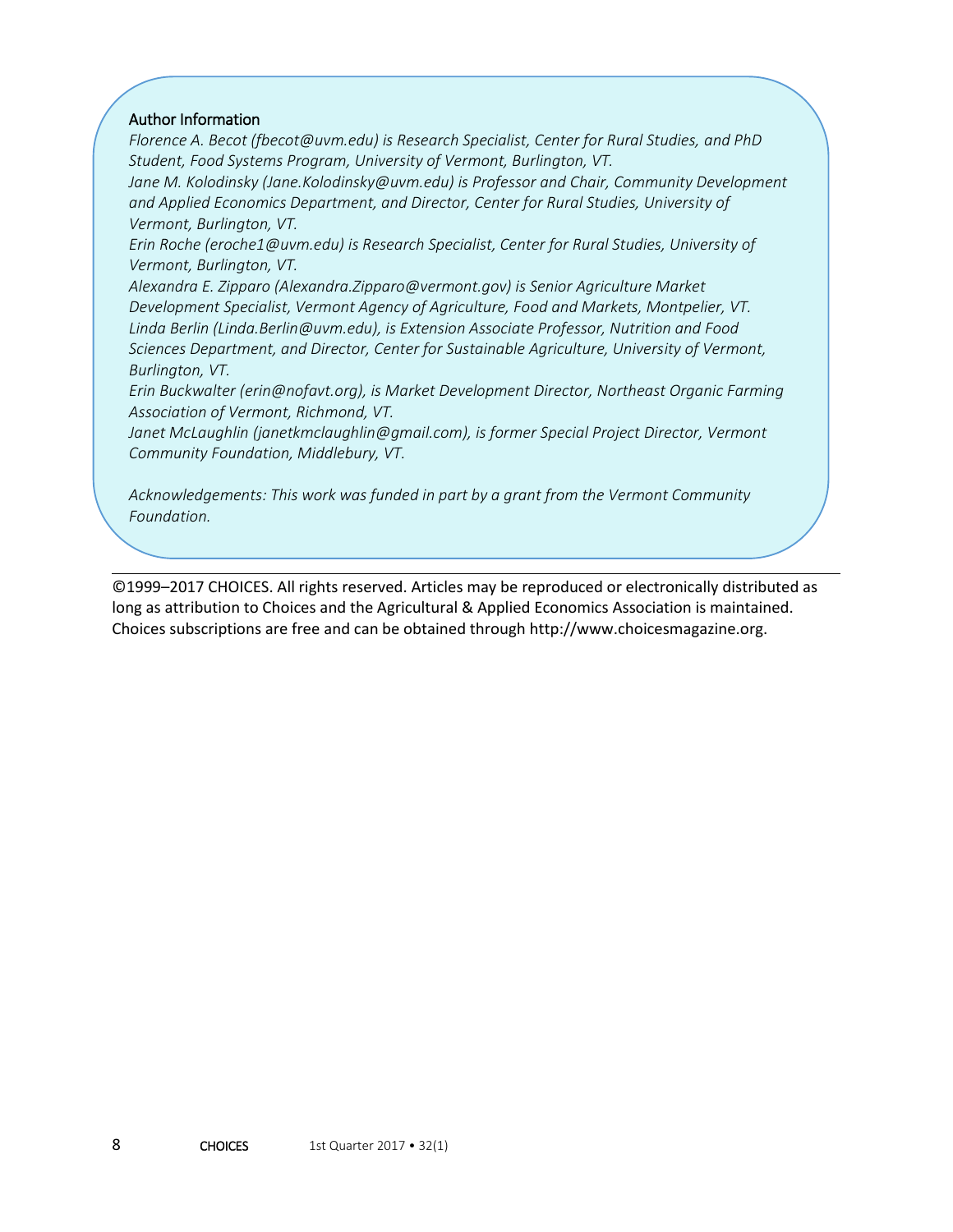Author Information

*Florence A. Becot (fbecot@uvm.edu) is Research Specialist, Center for Rural Studies, and PhD Student, Food Systems Program, University of Vermont, Burlington, VT.*

*Jane M. Kolodinsky (Jane.Kolodinsky@uvm.edu) is Professor and Chair, Community Development and Applied Economics Department, and Director, Center for Rural Studies, University of Vermont, Burlington, VT.*

*Erin Roche (eroche1@uvm.edu) is Research Specialist, Center for Rural Studies, University of Vermont, Burlington, VT.*

*Alexandra E. Zipparo (Alexandra.Zipparo@vermont.gov) is Senior Agriculture Market Development Specialist, Vermont Agency of Agriculture, Food and Markets, Montpelier, VT.*

*Linda Berlin (Linda.Berlin@uvm.edu), is Extension Associate Professor, Nutrition and Food Sciences Department, and Director, Center for Sustainable Agriculture, University of Vermont, Burlington, VT.*

*Erin Buckwalter (erin@nofavt.org), is Market Development Director, Northeast Organic Farming Association of Vermont, Richmond, VT.*

*Janet McLaughlin (janetkmclaughlin@gmail.com), is former Special Project Director, Vermont Community Foundation, Middlebury, VT.*

*Acknowledgements: This work was funded in part by a grant from the Vermont Community Foundation.*

---

©1999–2017 CHOICES. All rights reserved. Articles may be reproduced or electronically distributed as long as attribution to Choices and the Agricultural & Applied Economics Association is maintained. Choices subscriptions are free and can be obtained through http://www.choicesmagazine.org.